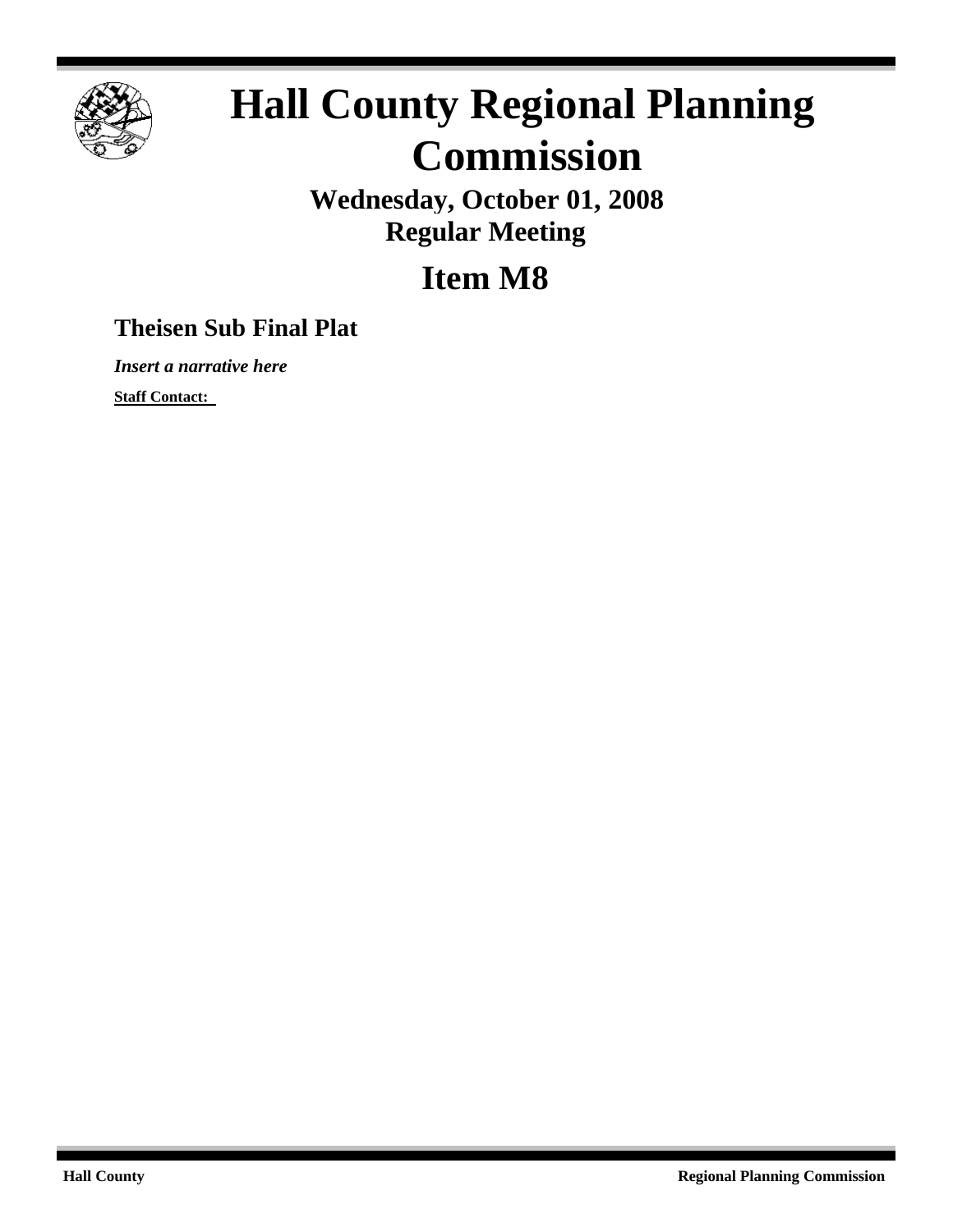# Hall County Regional Planning Commission

**Wednesday, October 01, 2008**
**Regular Meeting**

## Item M8

### Theisen Sub Final Plat

***Insert a narrative here***

**Staff Contact:**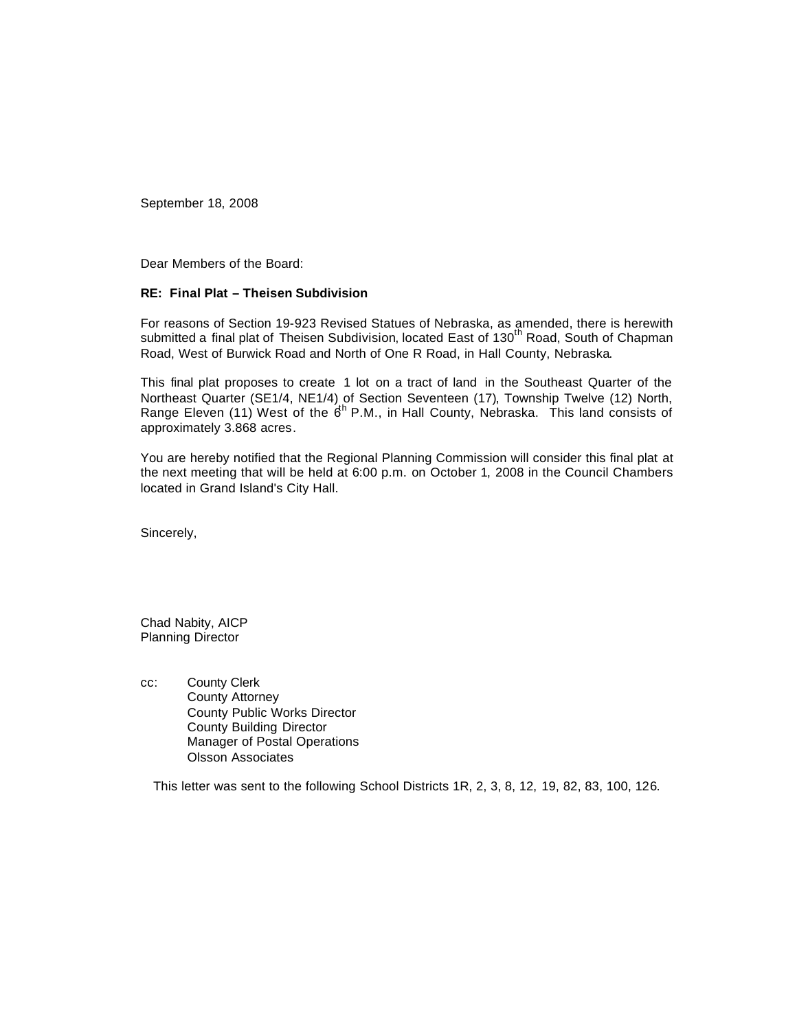September 18, 2008

Dear Members of the Board:

**RE: Final Plat – Theisen Subdivision**

For reasons of Section 19-923 Revised Statues of Nebraska, as amended, there is herewith submitted a final plat of Theisen Subdivision, located East of 130th Road, South of Chapman Road, West of Burwick Road and North of One R Road, in Hall County, Nebraska.

This final plat proposes to create 1 lot on a tract of land in the Southeast Quarter of the Northeast Quarter (SE1/4, NE1/4) of Section Seventeen (17), Township Twelve (12) North, Range Eleven (11) West of the 6th P.M., in Hall County, Nebraska. This land consists of approximately 3.868 acres.

You are hereby notified that the Regional Planning Commission will consider this final plat at the next meeting that will be held at 6:00 p.m. on October 1, 2008 in the Council Chambers located in Grand Island's City Hall.

Sincerely,

Chad Nabity, AICP
Planning Director

cc: County Clerk
County Attorney
County Public Works Director
County Building Director
Manager of Postal Operations
Olsson Associates

This letter was sent to the following School Districts 1R, 2, 3, 8, 12, 19, 82, 83, 100, 126.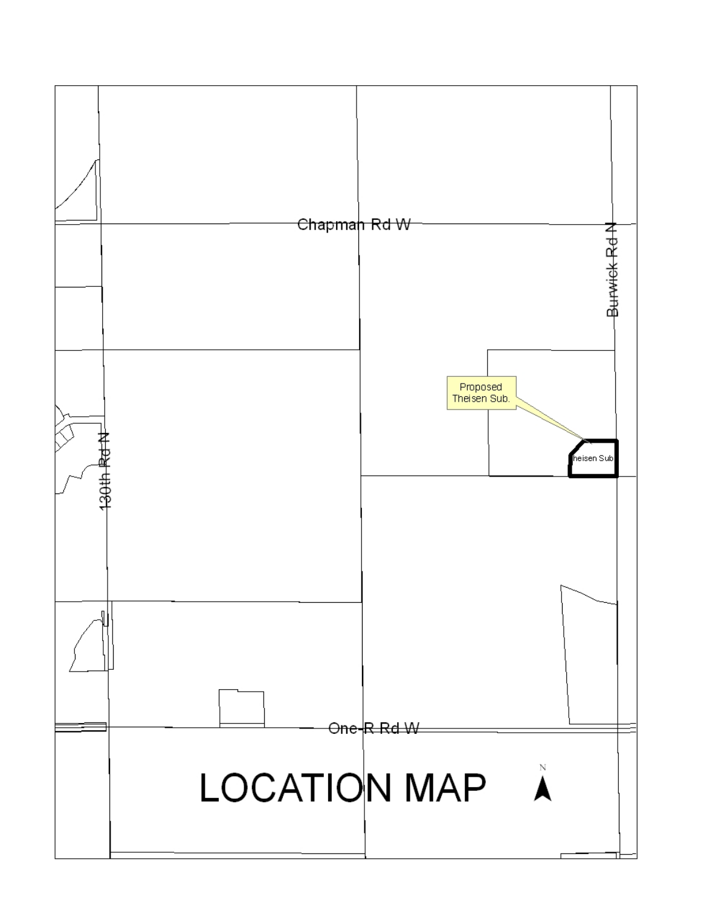Chapman Rd W

Burwick Rd N

Proposed Theisen Sub.

heisen Sub

130th Rd N

One-R Rd W

# LOCATION MAP

N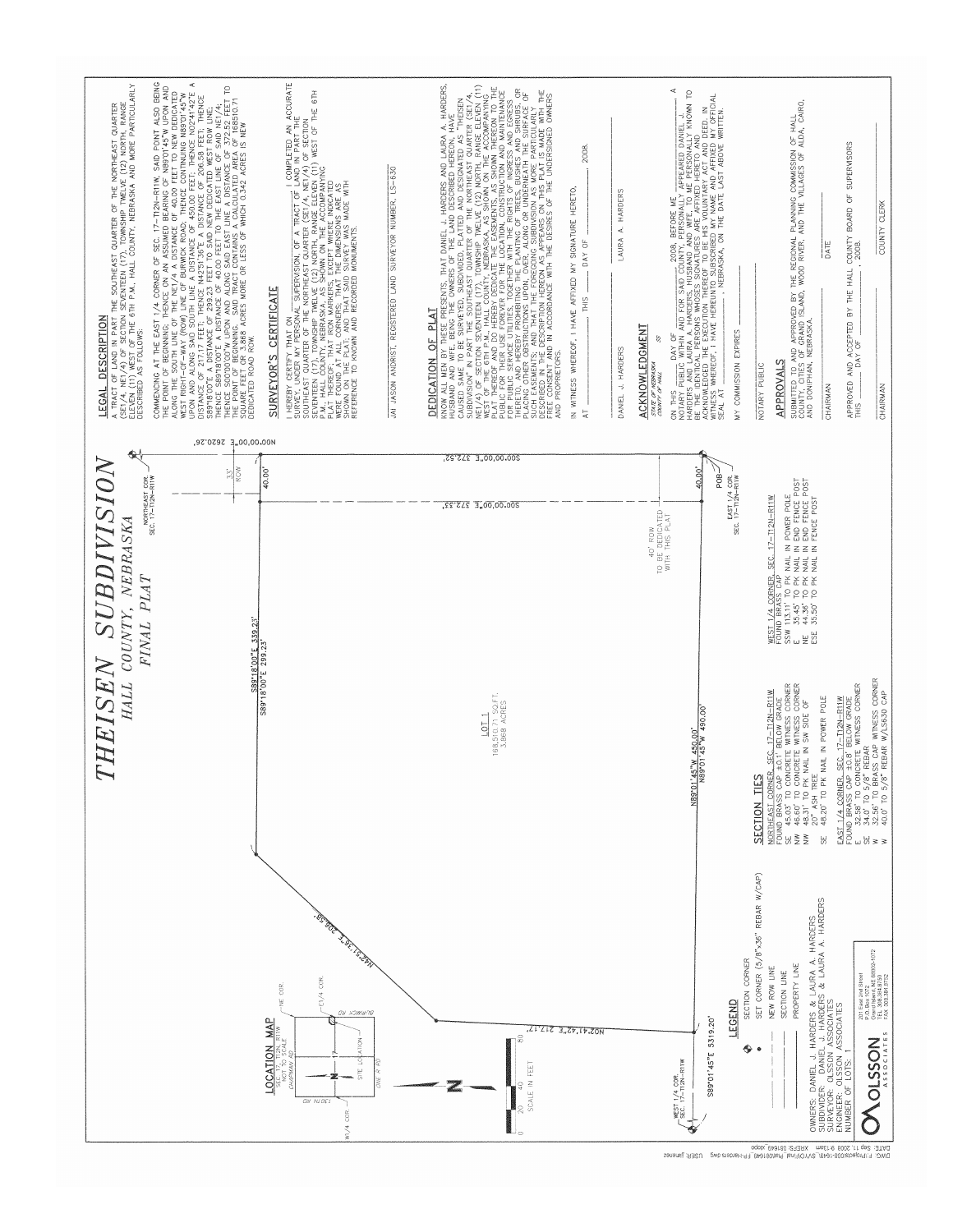# THEISEN SUBDIVISION

## HALL COUNTY, NEBRASKA

### FINAL PLAT

## LEGAL DESCRIPTION

A TRACT OF LAND IN PART THE SOUTHEAST QUARTER OF THE NORTHEAST QUARTER (SE1/4, NE1/4) OF SECTION SEVENTEEN (17), TOWNSHIP TWELVE (12) NORTH, RANGE ELEVEN (11) WEST OF THE 6TH P.M., HALL COUNTY, NEBRASKA AND MORE PARTICULARLY DESCRIBED AS FOLLOWS:

COMMENCING AT THE EAST 1/4 CORNER OF SEC. 17-T12N-R11W, SAID POINT ALSO BEING THE POINT OF BEGINNING; THENCE ON AN ASSUMED BEARING OF N89°01'45"W UPON AND ALONG THE SOUTH LINE OF THE NE1/4 A DISTANCE OF 40.00 FEET TO NEW DEDICATED WEST RIGHT-OF-WAY (ROW) LINE OF BURWICK ROAD; THENCE CONTINUING N89°01'45"W UPON AND ALONG SAID SOUTH LINE A DISTANCE OF 450.00 FEET; THENCE N02°41'42"E A DISTANCE OF 217.17 FEET; THENCE N42°51'36"E A DISTANCE OF 206.58 FEET; THENCE S89°18'00"E A DISTANCE OF 299.23 FEET TO SAID NEW DEDICATED WEST ROW LINE; THENCE S89°18'00"E A DISTANCE OF 40.00 FEET TO THE EAST LINE OF SAID NE1/4; THENCE S00°00'00"W UPON AND ALONG SAID EAST LINE A DISTANCE OF 372.52 FEET TO THE POINT OF BEGINNING. SAID TRACT CONTAINS A CALCULATED AREA OF 168510.71 SQUARE FEET OR 3.868 ACRES MORE OR LESS OF WHICH 0.342 ACRES IS NEW DEDICATED ROAD ROW.

## SURVEYOR'S CERTIFICATE

I HEREBY CERTIFY THAT ON ________________ I COMPLETED AN ACCURATE SURVEY, UNDER MY PERSONAL SUPERVISION, OF A TRACT OF LAND IN PART THE SOUTHEAST QUARTER OF THE NORTHEAST QUARTER (SE1/4, NE1/4) OF SECTION SEVENTEEN (17), TOWNSHIP TWELVE (12) NORTH, RANGE ELEVEN (11) WEST OF THE 6TH P.M., HALL COUNTY, NEBRASKA, AS SHOWN ON THE ACCOMPANYING PLAT THEREOF; THAT IRON MARKERS, EXCEPT WHERE INDICATED WERE FOUND AT ALL CORNERS; THAT THE DIMENSIONS ARE AS SHOWN ON THE PLAT; AND THAT SAID SURVEY WAS MADE WITH REFERENCE TO KNOWN AND RECORDED MONUMENTS.

________________________________
JAI JASON ANDRIST, REGISTERED LAND SURVEYOR NUMBER, LS-630

## DEDICATION OF PLAT

KNOW ALL MEN BY THESE PRESENTS, THAT DANIEL J. HARDERS AND LAURA A. HARDERS, HUSBAND AND WIFE, BEING THE OWNERS OF THE LAND DESCRIBED HEREON, HAVE CAUSED SAME TO BE SURVEYED, SUBDIVIDED, PLATTED AND DESIGNATED AS "THEISEN SUBDIVISION", IN PART THE SOUTHEAST QUARTER OF THE NORTHEAST QUARTER (SE1/4, NE1/4) OF SECTION SEVENTEEN (17), TOWNSHIP TWELVE (12) NORTH, RANGE ELEVEN (11) WEST OF THE 6TH P.M., HALL COUNTY, NEBRASKA, AS SHOWN ON THE ACCOMPANYING PLAT THEREOF AND DO HEREBY DEDICATE THE EASEMENTS, AS SHOWN THEREON TO THE PUBLIC FOR THEIR USE FOREVER FOR THE LOCATION, CONSTRUCTION AND MAINTENANCE FOR PUBLIC SERVICE UTILITIES, TOGETHER WITH THE RIGHTS OF INGRESS AND EGRESS HERETO, AND HEREBY PROHIBITING THE PLANTING OF TREES, BUSHES AND SHRUBS, OR PLACING OTHER OBSTRUCTIONS UPON, OVER, ALONG OR UNDERNEATH THE SURFACE OF SUCH EASEMENTS; AND THAT THE FOREGOING SUBDIVISION AS MORE PARTICULARLY DESCRIBED IN THE DESCRIPTION HEREON AS APPEARS ON THIS PLAT IS MADE WITH THE FREE CONSENT AND IN ACCORDANCE WITH THE DESIRES OF THE UNDERSIGNED OWNERS AND PROPRIETORS.

IN WITNESS WHEREOF, I HAVE AFFIXED MY SIGNATURE HERETO,

AT ________________ THIS ______ DAY OF ________________, 2008.

________________________________ DANIEL J. HARDERS

________________________________ LAURA A. HARDERS

## ACKNOWLEDGMENT

STATE OF NEBRASKA
COUNTY OF HALL SS

ON THIS ______ DAY OF ________________, 2008, BEFORE ME ________________ A NOTARY PUBLIC WITHIN AND FOR SAID COUNTY, PERSONALLY APPEARED DANIEL J. HARDERS AND LAURA A. HARDERS, HUSBAND AND WIFE, TO ME PERSONALLY KNOWN TO BE THE IDENTICAL PERSONS WHOSE SIGNATURES ARE AFFIXED HERETO AND ACKNOWLEDGED THE EXECUTION THEREOF TO BE HIS VOLUNTARY ACT AND DEED. IN WITNESS WHEREOF, I HAVE HEREUNTO SUBSCRIBED MY NAME AND AFFIXED MY OFFICIAL SEAL AT ________________, NEBRASKA, ON THE DATE LAST ABOVE WRITTEN.

MY COMMISSION EXPIRES ________________

________________________________
NOTARY PUBLIC

## APPROVALS

SUBMITTED TO AND APPROVED BY THE REGIONAL PLANNING COMMISSION OF HALL COUNTY, CITIES OF GRAND ISLAND, WOOD RIVER, AND THE VILLAGES OF ALDA, CAIRO, AND DONIPHAN, NEBRASKA.

________________________________ CHAIRMAN ________________ DATE

APPROVED AND ACCEPTED BY THE HALL COUNTY BOARD OF SUPERVISORS THIS ______ DAY OF ________________, 2008.

________________________________ CHAIRMAN ________________________________ COUNTY CLERK

---

NORTHEAST COR. SEC. 17-T12N-R11W

WEST 1/4 COR. SEC. 17-T12N-R11W

EAST 1/4 COR. SEC. 17-T12N-R11W

POB

N00°00'00"E 2620.26'

S00°00'00"E 372.52'

S00°00'00"E 372.33'

S89°18'00"E 339.23'

S89°18'00"E 299.23'

N42°51'36"E 206.58'

N02°41'42"E 217.17'

N89°01'45"W 450.00'

N89°01'45"W 490.00'

S89°01'45"E 5319.20'

40.00'

40.00'

33' ROW

40' ROW TO BE DEDICATED WITH THIS PLAT

LOT 1
168,510.71 SQ.FT.
3.868 ACRES

SCALE IN FEET: 0 20 40 80

## LOCATION MAP

SEC. 17-T12N-R11W
NOT TO SCALE

CHAPMAN RD
130TH RD
BURWICK RD
ONE R RD
NE COR.
E1/4 COR.
W1/4 COR.
SITE LOCATION
17

## LEGEND

- SECTION CORNER
- SET CORNER (5/8"x36" REBAR W/CAP)
- NEW ROW LINE
- SECTION LINE
- PROPERTY LINE

OWNERS: DANIEL J. HARDERS & LAURA A. HARDERS
SUBDIVIDER: DANIEL J. HARDERS & LAURA A. HARDERS
SURVEYOR: OLSSON ASSOCIATES
ENGINEER: OLSSON ASSOCIATES
NUMBER OF LOTS: 1

## SECTION TIES

NORTHEAST CORNER, SEC. 17-T12N-R11W
FOUND BRASS CAP ±0.1' BELOW GRADE
SE 45.03' TO CONCRETE WITNESS CORNER
NW 46.60' TO CONCRETE WITNESS CORNER
NW 48.31' TO PK NAIL IN SW SIDE OF 20" ASH TREE
SE 48.20' TO PK NAIL IN POWER POLE

EAST 1/4 CORNER, SEC. 17-T12N-R11W
FOUND BRASS CAP ±0.8' BELOW GRADE
E 32.58' TO CONCRETE WITNESS CORNER
SE 34.0' TO 5/8" REBAR
W 32.56' TO BRASS CAP WITNESS CORNER
W 40.0' TO 5/8" REBAR W/LS630 CAP

WEST 1/4 CORNER, SEC. 17-T12N-R11W
FOUND BRASS CAP
SSW 113.11' TO PK NAIL IN POWER POLE
E 35.45' TO PK NAIL IN END FENCE POST
NE 44.36' TO PK NAIL IN END FENCE POST
ESE 35.50' TO PK NAIL IN FENCE POST

OLSSON ASSOCIATES
201 East 2nd Street
P.O. Box 1072
Grand Island, NE 68802-1072
TEL 308.384.8750
FAX 308.384.8752

DWG: F:\Projects\008-1649\...\Final Plat\081649_FP-Harders.dwg USER: jjimenez
DATE: Sep 11, 2008 9:13am XREFS: 081649_xbspa